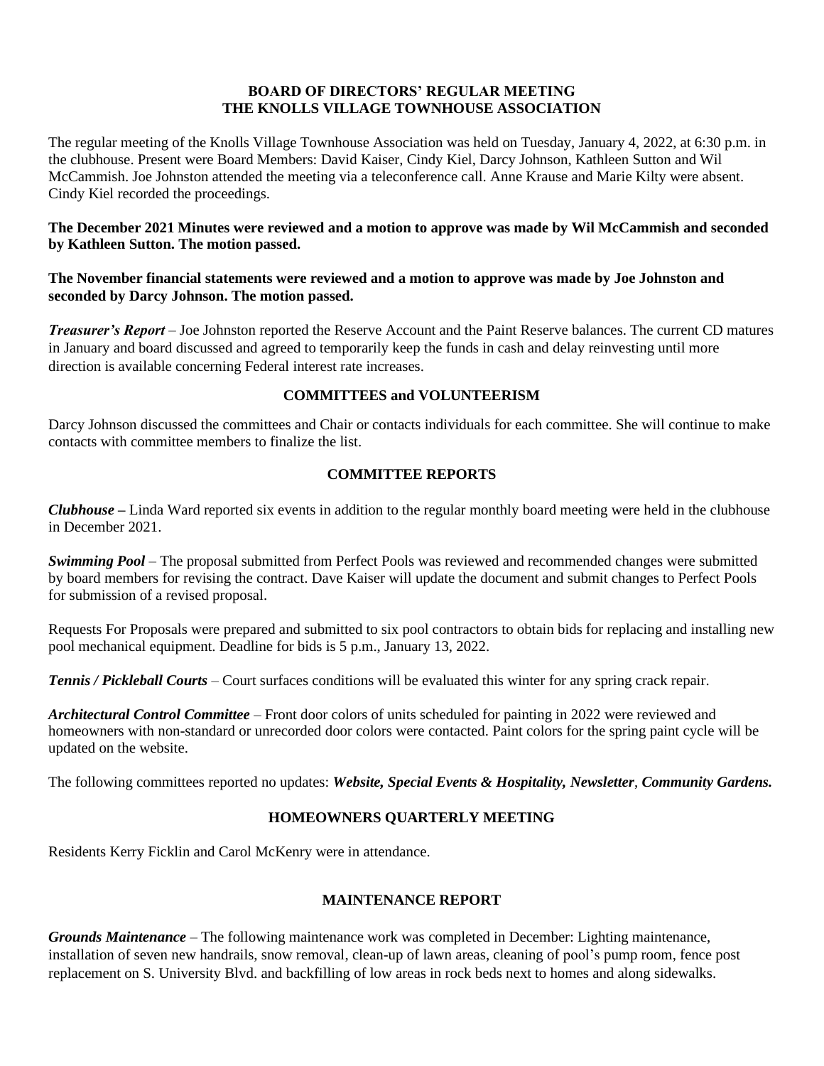# BOARD OF DIRECTORS' REGULAR MEETING
# THE KNOLLS VILLAGE TOWNHOUSE ASSOCIATION

The regular meeting of the Knolls Village Townhouse Association was held on Tuesday, January 4, 2022, at 6:30 p.m. in the clubhouse. Present were Board Members: David Kaiser, Cindy Kiel, Darcy Johnson, Kathleen Sutton and Wil McCammish. Joe Johnston attended the meeting via a teleconference call. Anne Krause and Marie Kilty were absent. Cindy Kiel recorded the proceedings.

**The December 2021 Minutes were reviewed and a motion to approve was made by Wil McCammish and seconded by Kathleen Sutton. The motion passed.**

**The November financial statements were reviewed and a motion to approve was made by Joe Johnston and seconded by Darcy Johnson. The motion passed.**

***Treasurer's Report*** – Joe Johnston reported the Reserve Account and the Paint Reserve balances. The current CD matures in January and board discussed and agreed to temporarily keep the funds in cash and delay reinvesting until more direction is available concerning Federal interest rate increases.

## COMMITTEES and VOLUNTEERISM

Darcy Johnson discussed the committees and Chair or contacts individuals for each committee. She will continue to make contacts with committee members to finalize the list.

## COMMITTEE REPORTS

***Clubhouse –*** Linda Ward reported six events in addition to the regular monthly board meeting were held in the clubhouse in December 2021.

***Swimming Pool*** – The proposal submitted from Perfect Pools was reviewed and recommended changes were submitted by board members for revising the contract. Dave Kaiser will update the document and submit changes to Perfect Pools for submission of a revised proposal.

Requests For Proposals were prepared and submitted to six pool contractors to obtain bids for replacing and installing new pool mechanical equipment. Deadline for bids is 5 p.m., January 13, 2022.

***Tennis / Pickleball Courts*** – Court surfaces conditions will be evaluated this winter for any spring crack repair.

***Architectural Control Committee*** – Front door colors of units scheduled for painting in 2022 were reviewed and homeowners with non-standard or unrecorded door colors were contacted. Paint colors for the spring paint cycle will be updated on the website.

The following committees reported no updates: ***Website, Special Events & Hospitality, Newsletter***, ***Community Gardens.***

## HOMEOWNERS QUARTERLY MEETING

Residents Kerry Ficklin and Carol McKenry were in attendance.

## MAINTENANCE REPORT

***Grounds Maintenance*** – The following maintenance work was completed in December: Lighting maintenance, installation of seven new handrails, snow removal, clean-up of lawn areas, cleaning of pool's pump room, fence post replacement on S. University Blvd. and backfilling of low areas in rock beds next to homes and along sidewalks.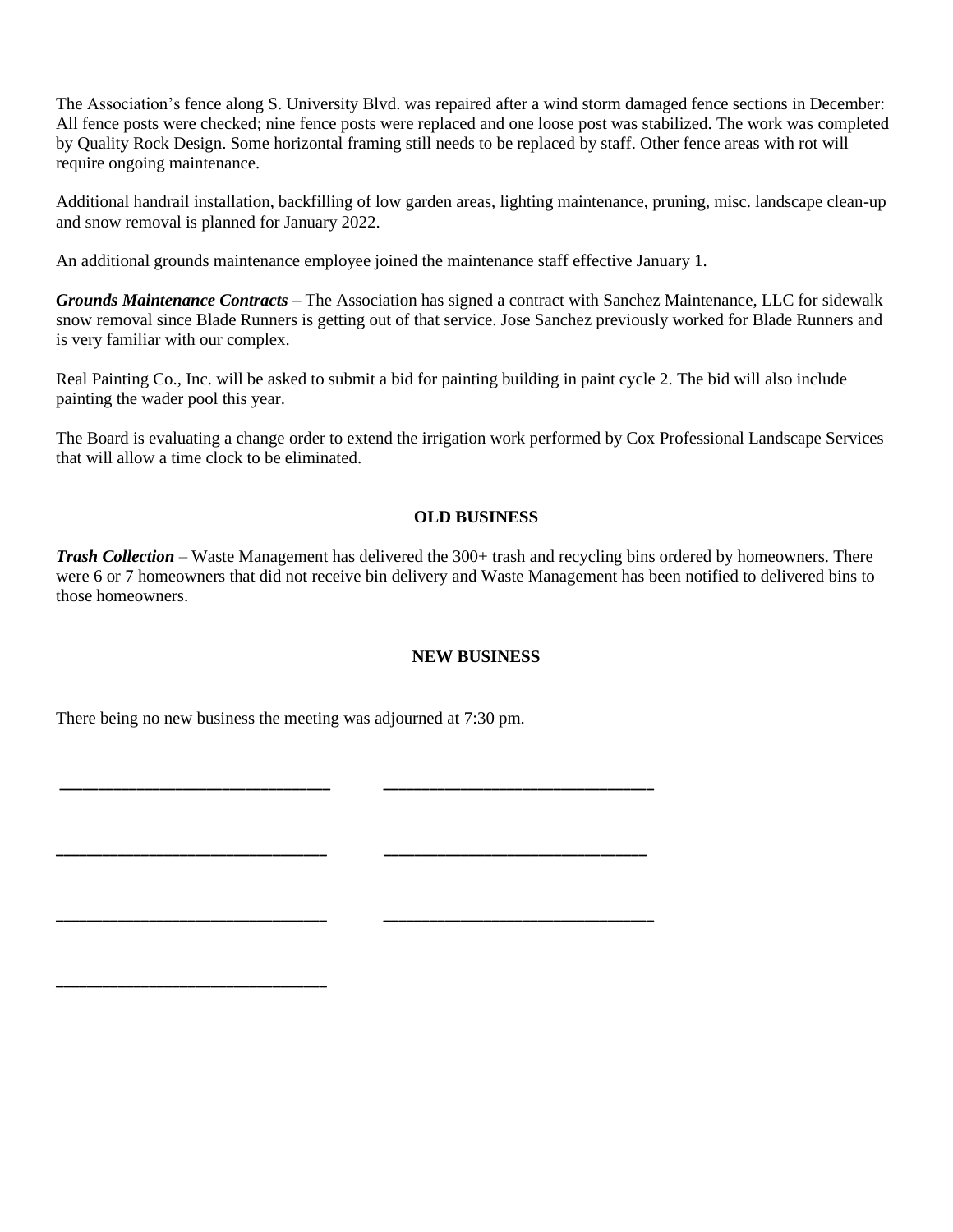The Association's fence along S. University Blvd. was repaired after a wind storm damaged fence sections in December: All fence posts were checked; nine fence posts were replaced and one loose post was stabilized. The work was completed by Quality Rock Design. Some horizontal framing still needs to be replaced by staff. Other fence areas with rot will require ongoing maintenance.

Additional handrail installation, backfilling of low garden areas, lighting maintenance, pruning, misc. landscape clean-up and snow removal is planned for January 2022.

An additional grounds maintenance employee joined the maintenance staff effective January 1.

***Grounds Maintenance Contracts*** – The Association has signed a contract with Sanchez Maintenance, LLC for sidewalk snow removal since Blade Runners is getting out of that service. Jose Sanchez previously worked for Blade Runners and is very familiar with our complex.

Real Painting Co., Inc. will be asked to submit a bid for painting building in paint cycle 2. The bid will also include painting the wader pool this year.

The Board is evaluating a change order to extend the irrigation work performed by Cox Professional Landscape Services that will allow a time clock to be eliminated.

## OLD BUSINESS

***Trash Collection*** – Waste Management has delivered the 300+ trash and recycling bins ordered by homeowners. There were 6 or 7 homeowners that did not receive bin delivery and Waste Management has been notified to delivered bins to those homeowners.

## NEW BUSINESS

There being no new business the meeting was adjourned at 7:30 pm.

______________________________ ______________________________

______________________________ ______________________________

______________________________ ______________________________

______________________________